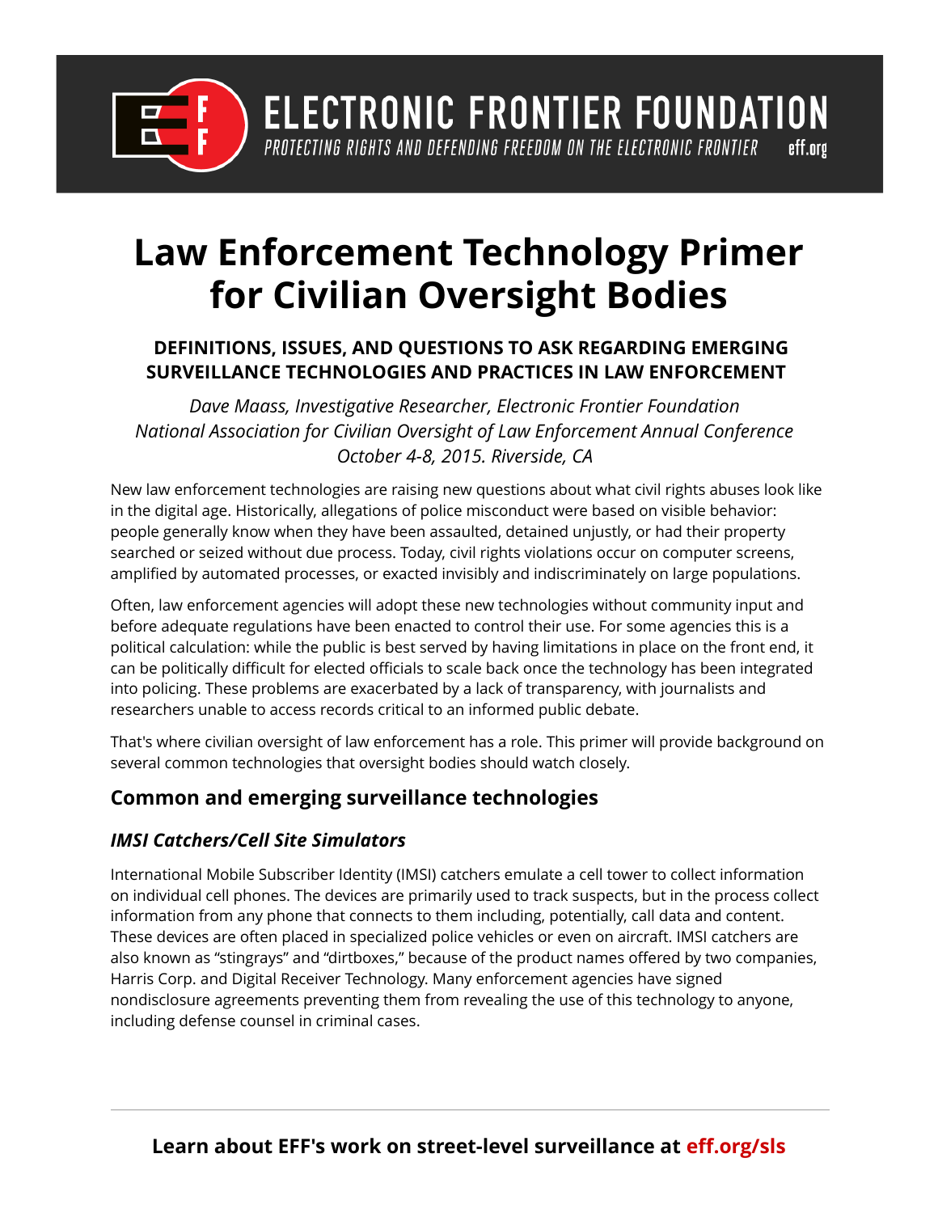ELECTRONIC FRONTIER FOUNDATION

PROTECTING RIGHTS AND DEFENDING FREEDOM ON THE ELECTRONIC FRONTIER eff.org

# Law Enforcement Technology Primer for Civilian Oversight Bodies

### DEFINITIONS, ISSUES, AND QUESTIONS TO ASK REGARDING EMERGING SURVEILLANCE TECHNOLOGIES AND PRACTICES IN LAW ENFORCEMENT

*Dave Maass, Investigative Researcher, Electronic Frontier Foundation*
*National Association for Civilian Oversight of Law Enforcement Annual Conference*
*October 4-8, 2015. Riverside, CA*

New law enforcement technologies are raising new questions about what civil rights abuses look like in the digital age. Historically, allegations of police misconduct were based on visible behavior: people generally know when they have been assaulted, detained unjustly, or had their property searched or seized without due process. Today, civil rights violations occur on computer screens, amplified by automated processes, or exacted invisibly and indiscriminately on large populations.

Often, law enforcement agencies will adopt these new technologies without community input and before adequate regulations have been enacted to control their use. For some agencies this is a political calculation: while the public is best served by having limitations in place on the front end, it can be politically difficult for elected officials to scale back once the technology has been integrated into policing. These problems are exacerbated by a lack of transparency, with journalists and researchers unable to access records critical to an informed public debate.

That's where civilian oversight of law enforcement has a role. This primer will provide background on several common technologies that oversight bodies should watch closely.

## Common and emerging surveillance technologies

### *IMSI Catchers/Cell Site Simulators*

International Mobile Subscriber Identity (IMSI) catchers emulate a cell tower to collect information on individual cell phones. The devices are primarily used to track suspects, but in the process collect information from any phone that connects to them including, potentially, call data and content. These devices are often placed in specialized police vehicles or even on aircraft. IMSI catchers are also known as "stingrays" and "dirtboxes," because of the product names offered by two companies, Harris Corp. and Digital Receiver Technology. Many enforcement agencies have signed nondisclosure agreements preventing them from revealing the use of this technology to anyone, including defense counsel in criminal cases.

**Learn about EFF's work on street-level surveillance at eff.org/sls**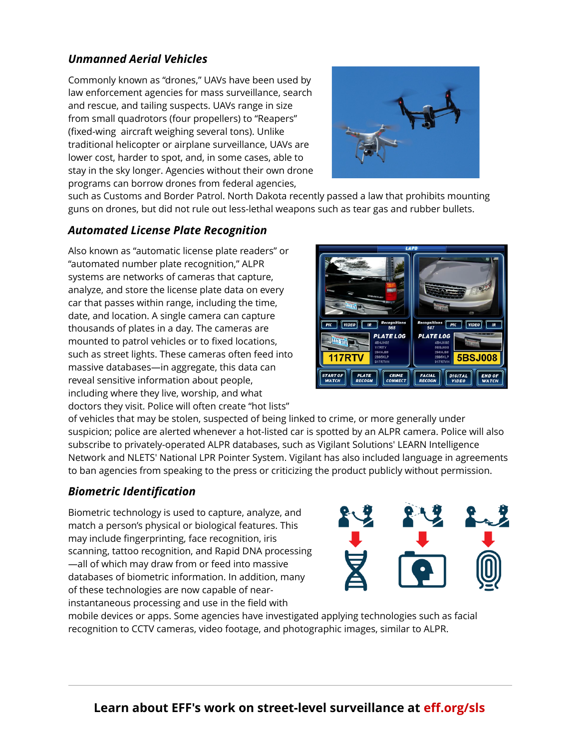### *Unmanned Aerial Vehicles*

Commonly known as "drones," UAVs have been used by law enforcement agencies for mass surveillance, search and rescue, and tailing suspects. UAVs range in size from small quadrotors (four propellers) to "Reapers" (fixed-wing aircraft weighing several tons). Unlike traditional helicopter or airplane surveillance, UAVs are lower cost, harder to spot, and, in some cases, able to stay in the sky longer. Agencies without their own drone programs can borrow drones from federal agencies, such as Customs and Border Patrol. North Dakota recently passed a law that prohibits mounting guns on drones, but did not rule out less-lethal weapons such as tear gas and rubber bullets.

### *Automated License Plate Recognition*

Also known as "automatic license plate readers" or "automated number plate recognition," ALPR systems are networks of cameras that capture, analyze, and store the license plate data on every car that passes within range, including the time, date, and location. A single camera can capture thousands of plates in a day. The cameras are mounted to patrol vehicles or to fixed locations, such as street lights. These cameras often feed into massive databases—in aggregate, this data can reveal sensitive information about people, including where they live, worship, and what doctors they visit. Police will often create "hot lists" of vehicles that may be stolen, suspected of being linked to crime, or more generally under suspicion; police are alerted whenever a hot-listed car is spotted by an ALPR camera. Police will also subscribe to privately-operated ALPR databases, such as Vigilant Solutions' LEARN Intelligence Network and NLETS' National LPR Pointer System. Vigilant has also included language in agreements to ban agencies from speaking to the press or criticizing the product publicly without permission.

### *Biometric Identification*

Biometric technology is used to capture, analyze, and match a person's physical or biological features. This may include fingerprinting, face recognition, iris scanning, tattoo recognition, and Rapid DNA processing —all of which may draw from or feed into massive databases of biometric information. In addition, many of these technologies are now capable of near-instantaneous processing and use in the field with mobile devices or apps. Some agencies have investigated applying technologies such as facial recognition to CCTV cameras, video footage, and photographic images, similar to ALPR.

---

**Learn about EFF's work on street-level surveillance at eff.org/sls**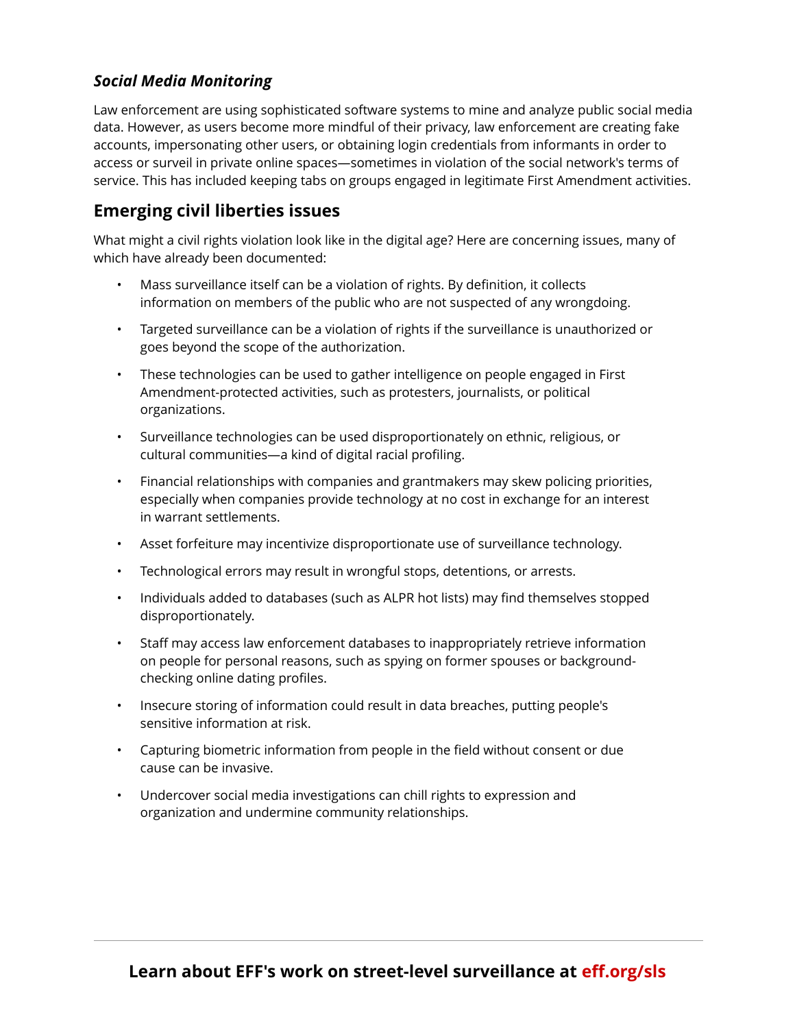### *Social Media Monitoring*

Law enforcement are using sophisticated software systems to mine and analyze public social media data. However, as users become more mindful of their privacy, law enforcement are creating fake accounts, impersonating other users, or obtaining login credentials from informants in order to access or surveil in private online spaces—sometimes in violation of the social network's terms of service. This has included keeping tabs on groups engaged in legitimate First Amendment activities.

## Emerging civil liberties issues

What might a civil rights violation look like in the digital age? Here are concerning issues, many of which have already been documented:

- Mass surveillance itself can be a violation of rights. By definition, it collects information on members of the public who are not suspected of any wrongdoing.
- Targeted surveillance can be a violation of rights if the surveillance is unauthorized or goes beyond the scope of the authorization.
- These technologies can be used to gather intelligence on people engaged in First Amendment-protected activities, such as protesters, journalists, or political organizations.
- Surveillance technologies can be used disproportionately on ethnic, religious, or cultural communities—a kind of digital racial profiling.
- Financial relationships with companies and grantmakers may skew policing priorities, especially when companies provide technology at no cost in exchange for an interest in warrant settlements.
- Asset forfeiture may incentivize disproportionate use of surveillance technology.
- Technological errors may result in wrongful stops, detentions, or arrests.
- Individuals added to databases (such as ALPR hot lists) may find themselves stopped disproportionately.
- Staff may access law enforcement databases to inappropriately retrieve information on people for personal reasons, such as spying on former spouses or background-checking online dating profiles.
- Insecure storing of information could result in data breaches, putting people's sensitive information at risk.
- Capturing biometric information from people in the field without consent or due cause can be invasive.
- Undercover social media investigations can chill rights to expression and organization and undermine community relationships.

**Learn about EFF's work on street-level surveillance at eff.org/sls**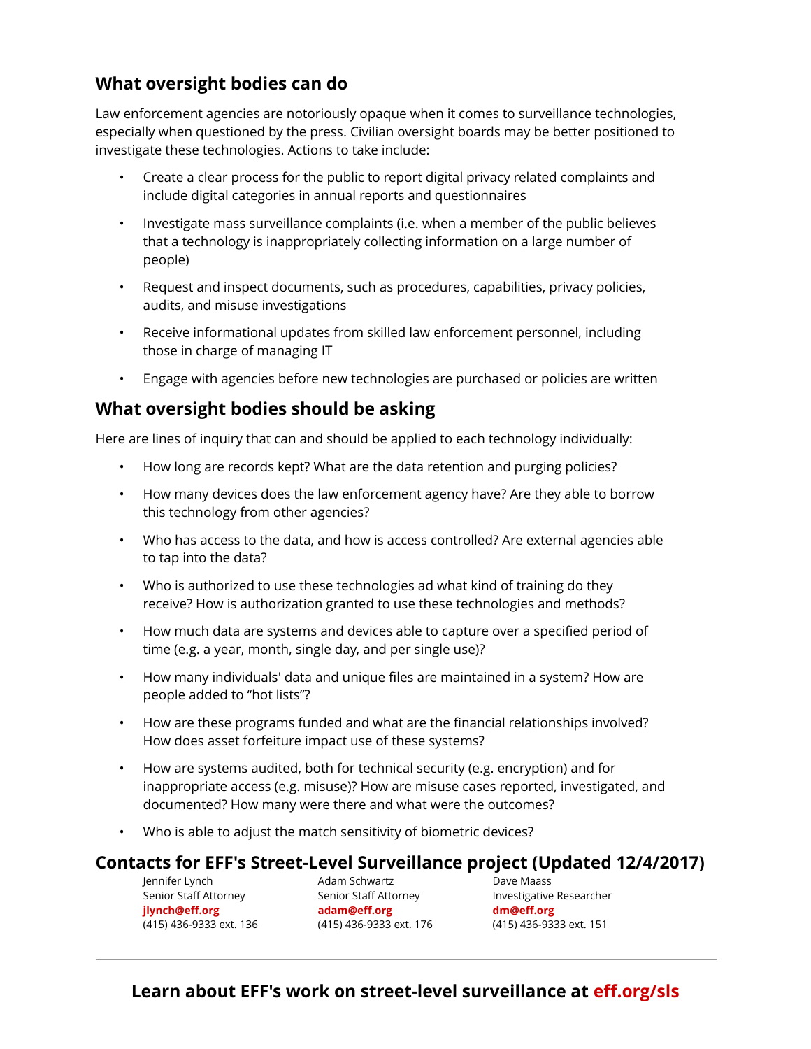## What oversight bodies can do

Law enforcement agencies are notoriously opaque when it comes to surveillance technologies, especially when questioned by the press. Civilian oversight boards may be better positioned to investigate these technologies. Actions to take include:

- Create a clear process for the public to report digital privacy related complaints and include digital categories in annual reports and questionnaires
- Investigate mass surveillance complaints (i.e. when a member of the public believes that a technology is inappropriately collecting information on a large number of people)
- Request and inspect documents, such as procedures, capabilities, privacy policies, audits, and misuse investigations
- Receive informational updates from skilled law enforcement personnel, including those in charge of managing IT
- Engage with agencies before new technologies are purchased or policies are written

## What oversight bodies should be asking

Here are lines of inquiry that can and should be applied to each technology individually:

- How long are records kept? What are the data retention and purging policies?
- How many devices does the law enforcement agency have? Are they able to borrow this technology from other agencies?
- Who has access to the data, and how is access controlled? Are external agencies able to tap into the data?
- Who is authorized to use these technologies ad what kind of training do they receive? How is authorization granted to use these technologies and methods?
- How much data are systems and devices able to capture over a specified period of time (e.g. a year, month, single day, and per single use)?
- How many individuals' data and unique files are maintained in a system? How are people added to "hot lists"?
- How are these programs funded and what are the financial relationships involved? How does asset forfeiture impact use of these systems?
- How are systems audited, both for technical security (e.g. encryption) and for inappropriate access (e.g. misuse)? How are misuse cases reported, investigated, and documented? How many were there and what were the outcomes?
- Who is able to adjust the match sensitivity of biometric devices?

## Contacts for EFF's Street-Level Surveillance project (Updated 12/4/2017)

Jennifer Lynch
Senior Staff Attorney
**jlynch@eff.org**
(415) 436-9333 ext. 136

Adam Schwartz
Senior Staff Attorney
**adam@eff.org**
(415) 436-9333 ext. 176

Dave Maass
Investigative Researcher
**dm@eff.org**
(415) 436-9333 ext. 151

---

**Learn about EFF's work on street-level surveillance at eff.org/sls**